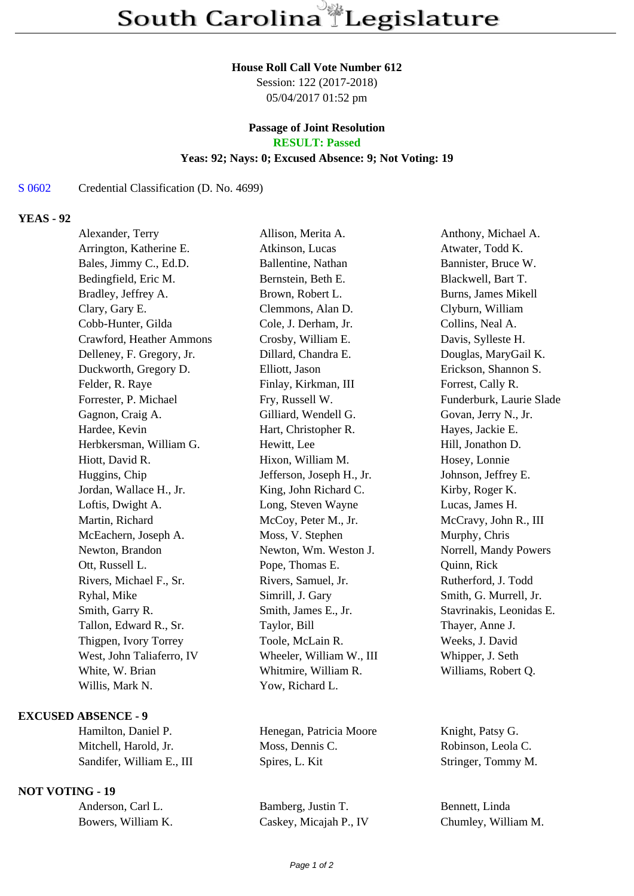# South Carolina Legislature

**House Roll Call Vote Number 612**
Session: 122 (2017-2018)
05/04/2017 01:52 pm

**Passage of Joint Resolution**
**RESULT: Passed**
**Yeas: 92; Nays: 0; Excused Absence: 9; Not Voting: 19**

S 0602 Credential Classification (D. No. 4699)

**YEAS - 92**

| | | |
|---|---|---|
| Alexander, Terry | Allison, Merita A. | Anthony, Michael A. |
| Arrington, Katherine E. | Atkinson, Lucas | Atwater, Todd K. |
| Bales, Jimmy C., Ed.D. | Ballentine, Nathan | Bannister, Bruce W. |
| Bedingfield, Eric M. | Bernstein, Beth E. | Blackwell, Bart T. |
| Bradley, Jeffrey A. | Brown, Robert L. | Burns, James Mikell |
| Clary, Gary E. | Clemmons, Alan D. | Clyburn, William |
| Cobb-Hunter, Gilda | Cole, J. Derham, Jr. | Collins, Neal A. |
| Crawford, Heather Ammons | Crosby, William E. | Davis, Sylleste H. |
| Delleney, F. Gregory, Jr. | Dillard, Chandra E. | Douglas, MaryGail K. |
| Duckworth, Gregory D. | Elliott, Jason | Erickson, Shannon S. |
| Felder, R. Raye | Finlay, Kirkman, III | Forrest, Cally R. |
| Forrester, P. Michael | Fry, Russell W. | Funderburk, Laurie Slade |
| Gagnon, Craig A. | Gilliard, Wendell G. | Govan, Jerry N., Jr. |
| Hardee, Kevin | Hart, Christopher R. | Hayes, Jackie E. |
| Herbkersman, William G. | Hewitt, Lee | Hill, Jonathon D. |
| Hiott, David R. | Hixon, William M. | Hosey, Lonnie |
| Huggins, Chip | Jefferson, Joseph H., Jr. | Johnson, Jeffrey E. |
| Jordan, Wallace H., Jr. | King, John Richard C. | Kirby, Roger K. |
| Loftis, Dwight A. | Long, Steven Wayne | Lucas, James H. |
| Martin, Richard | McCoy, Peter M., Jr. | McCravy, John R., III |
| McEachern, Joseph A. | Moss, V. Stephen | Murphy, Chris |
| Newton, Brandon | Newton, Wm. Weston J. | Norrell, Mandy Powers |
| Ott, Russell L. | Pope, Thomas E. | Quinn, Rick |
| Rivers, Michael F., Sr. | Rivers, Samuel, Jr. | Rutherford, J. Todd |
| Ryhal, Mike | Simrill, J. Gary | Smith, G. Murrell, Jr. |
| Smith, Garry R. | Smith, James E., Jr. | Stavrinakis, Leonidas E. |
| Tallon, Edward R., Sr. | Taylor, Bill | Thayer, Anne J. |
| Thigpen, Ivory Torrey | Toole, McLain R. | Weeks, J. David |
| West, John Taliaferro, IV | Wheeler, William W., III | Whipper, J. Seth |
| White, W. Brian | Whitmire, William R. | Williams, Robert Q. |
| Willis, Mark N. | Yow, Richard L. | |

**EXCUSED ABSENCE - 9**

| | | |
|---|---|---|
| Hamilton, Daniel P. | Henegan, Patricia Moore | Knight, Patsy G. |
| Mitchell, Harold, Jr. | Moss, Dennis C. | Robinson, Leola C. |
| Sandifer, William E., III | Spires, L. Kit | Stringer, Tommy M. |

**NOT VOTING - 19**

| | | |
|---|---|---|
| Anderson, Carl L. | Bamberg, Justin T. | Bennett, Linda |
| Bowers, William K. | Caskey, Micajah P., IV | Chumley, William M. |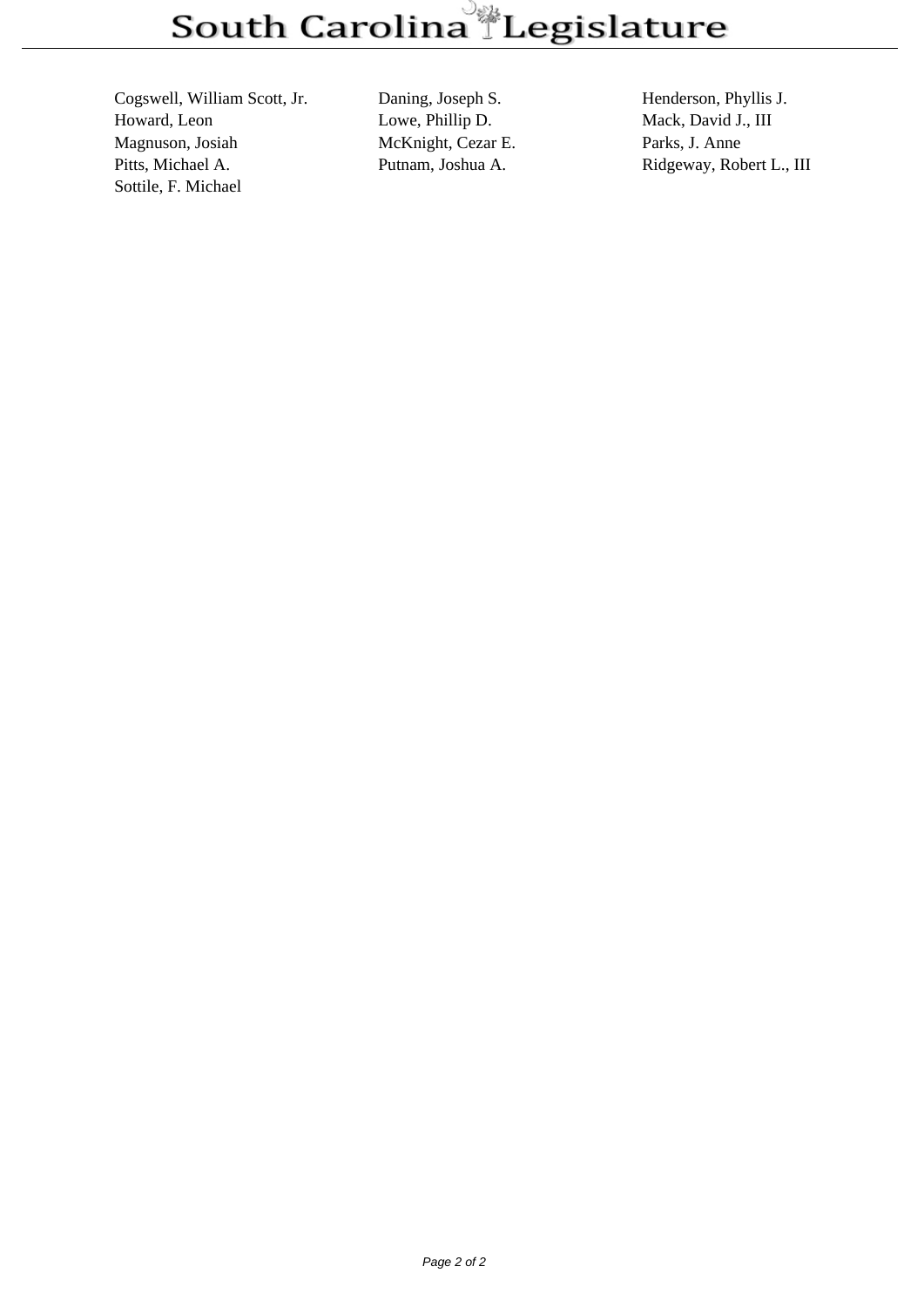| | | |
|---|---|---|
| Cogswell, William Scott, Jr. | Daning, Joseph S. | Henderson, Phyllis J. |
| Howard, Leon | Lowe, Phillip D. | Mack, David J., III |
| Magnuson, Josiah | McKnight, Cezar E. | Parks, J. Anne |
| Pitts, Michael A. | Putnam, Joshua A. | Ridgeway, Robert L., III |
| Sottile, F. Michael | | |